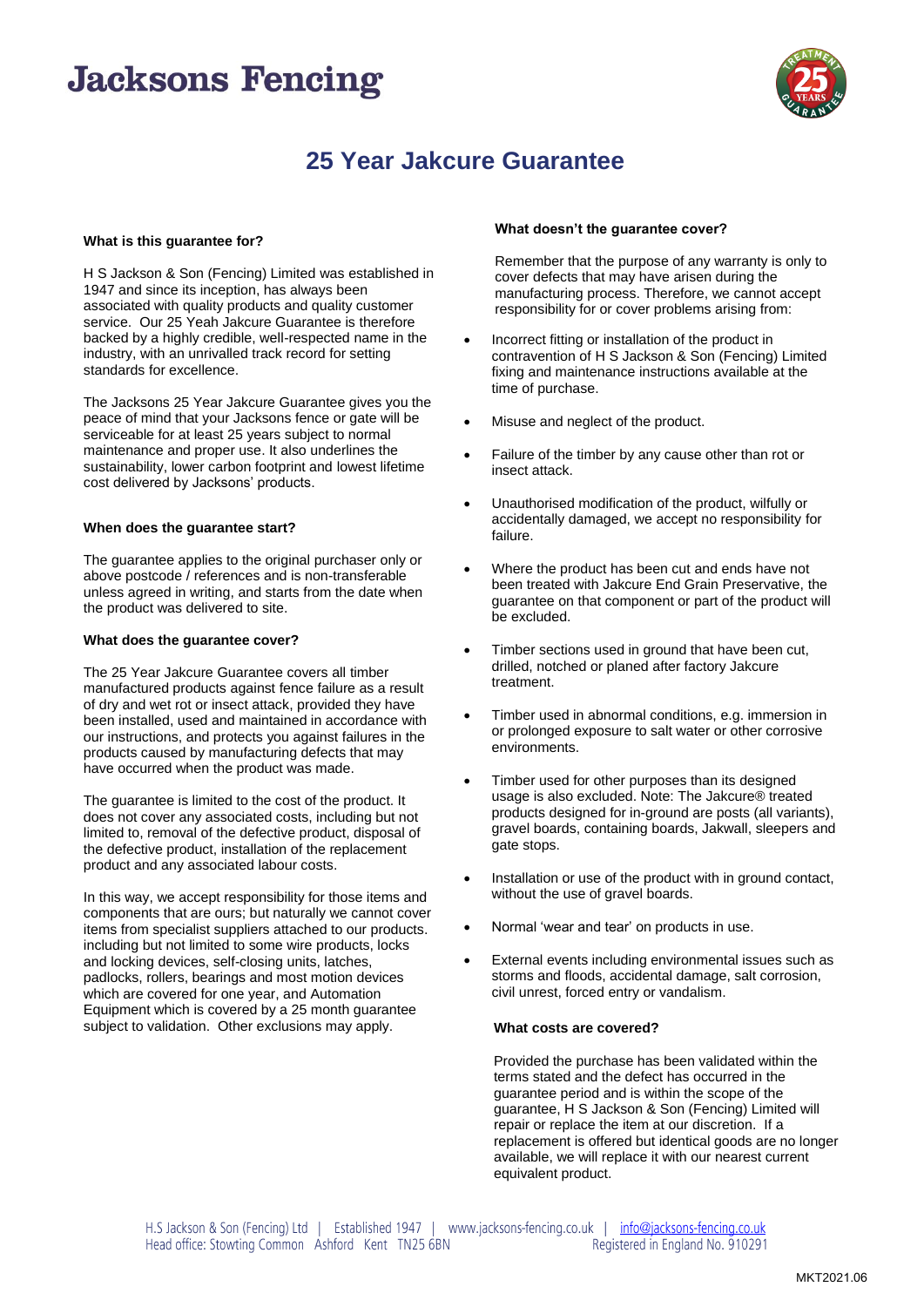# Jacksons Fencing

## 25 Year Jakcure Guarantee

**What is this guarantee for?**

H S Jackson & Son (Fencing) Limited was established in 1947 and since its inception, has always been associated with quality products and quality customer service. Our 25 Yeah Jakcure Guarantee is therefore backed by a highly credible, well-respected name in the industry, with an unrivalled track record for setting standards for excellence.

The Jacksons 25 Year Jakcure Guarantee gives you the peace of mind that your Jacksons fence or gate will be serviceable for at least 25 years subject to normal maintenance and proper use. It also underlines the sustainability, lower carbon footprint and lowest lifetime cost delivered by Jacksons' products.

**When does the guarantee start?**

The guarantee applies to the original purchaser only or above postcode / references and is non-transferable unless agreed in writing, and starts from the date when the product was delivered to site.

**What does the guarantee cover?**

The 25 Year Jakcure Guarantee covers all timber manufactured products against fence failure as a result of dry and wet rot or insect attack, provided they have been installed, used and maintained in accordance with our instructions, and protects you against failures in the products caused by manufacturing defects that may have occurred when the product was made.

The guarantee is limited to the cost of the product. It does not cover any associated costs, including but not limited to, removal of the defective product, disposal of the defective product, installation of the replacement product and any associated labour costs.

In this way, we accept responsibility for those items and components that are ours; but naturally we cannot cover items from specialist suppliers attached to our products. including but not limited to some wire products, locks and locking devices, self-closing units, latches, padlocks, rollers, bearings and most motion devices which are covered for one year, and Automation Equipment which is covered by a 25 month guarantee subject to validation. Other exclusions may apply.

**What doesn't the guarantee cover?**

Remember that the purpose of any warranty is only to cover defects that may have arisen during the manufacturing process. Therefore, we cannot accept responsibility for or cover problems arising from:

- Incorrect fitting or installation of the product in contravention of H S Jackson & Son (Fencing) Limited fixing and maintenance instructions available at the time of purchase.
- Misuse and neglect of the product.
- Failure of the timber by any cause other than rot or insect attack.
- Unauthorised modification of the product, wilfully or accidentally damaged, we accept no responsibility for failure.
- Where the product has been cut and ends have not been treated with Jakcure End Grain Preservative, the guarantee on that component or part of the product will be excluded.
- Timber sections used in ground that have been cut, drilled, notched or planed after factory Jakcure treatment.
- Timber used in abnormal conditions, e.g. immersion in or prolonged exposure to salt water or other corrosive environments.
- Timber used for other purposes than its designed usage is also excluded. Note: The Jakcure® treated products designed for in-ground are posts (all variants), gravel boards, containing boards, Jakwall, sleepers and gate stops.
- Installation or use of the product with in ground contact, without the use of gravel boards.
- Normal 'wear and tear' on products in use.
- External events including environmental issues such as storms and floods, accidental damage, salt corrosion, civil unrest, forced entry or vandalism.

**What costs are covered?**

Provided the purchase has been validated within the terms stated and the defect has occurred in the guarantee period and is within the scope of the guarantee, H S Jackson & Son (Fencing) Limited will repair or replace the item at our discretion. If a replacement is offered but identical goods are no longer available, we will replace it with our nearest current equivalent product.

H.S Jackson & Son (Fencing) Ltd | Established 1947 | www.jacksons-fencing.co.uk | info@jacksons-fencing.co.uk
Head office: Stowting Common Ashford Kent TN25 6BN Registered in England No. 910291

MKT2021.06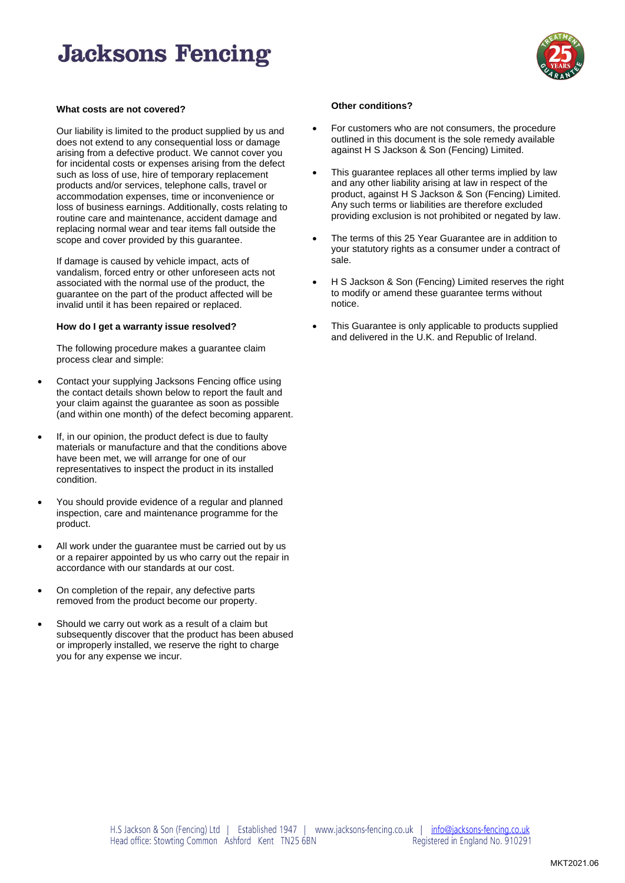# Jacksons Fencing

### What costs are not covered?

Our liability is limited to the product supplied by us and does not extend to any consequential loss or damage arising from a defective product. We cannot cover you for incidental costs or expenses arising from the defect such as loss of use, hire of temporary replacement products and/or services, telephone calls, travel or accommodation expenses, time or inconvenience or loss of business earnings. Additionally, costs relating to routine care and maintenance, accident damage and replacing normal wear and tear items fall outside the scope and cover provided by this guarantee.

If damage is caused by vehicle impact, acts of vandalism, forced entry or other unforeseen acts not associated with the normal use of the product, the guarantee on the part of the product affected will be invalid until it has been repaired or replaced.

### How do I get a warranty issue resolved?

The following procedure makes a guarantee claim process clear and simple:

- Contact your supplying Jacksons Fencing office using the contact details shown below to report the fault and your claim against the guarantee as soon as possible (and within one month) of the defect becoming apparent.
- If, in our opinion, the product defect is due to faulty materials or manufacture and that the conditions above have been met, we will arrange for one of our representatives to inspect the product in its installed condition.
- You should provide evidence of a regular and planned inspection, care and maintenance programme for the product.
- All work under the guarantee must be carried out by us or a repairer appointed by us who carry out the repair in accordance with our standards at our cost.
- On completion of the repair, any defective parts removed from the product become our property.
- Should we carry out work as a result of a claim but subsequently discover that the product has been abused or improperly installed, we reserve the right to charge you for any expense we incur.

### Other conditions?

- For customers who are not consumers, the procedure outlined in this document is the sole remedy available against H S Jackson & Son (Fencing) Limited.
- This guarantee replaces all other terms implied by law and any other liability arising at law in respect of the product, against H S Jackson & Son (Fencing) Limited. Any such terms or liabilities are therefore excluded providing exclusion is not prohibited or negated by law.
- The terms of this 25 Year Guarantee are in addition to your statutory rights as a consumer under a contract of sale.
- H S Jackson & Son (Fencing) Limited reserves the right to modify or amend these guarantee terms without notice.
- This Guarantee is only applicable to products supplied and delivered in the U.K. and Republic of Ireland.

H.S Jackson & Son (Fencing) Ltd | Established 1947 | www.jacksons-fencing.co.uk | info@jacksons-fencing.co.uk
Head office: Stowting Common Ashford Kent TN25 6BN Registered in England No. 910291

MKT2021.06